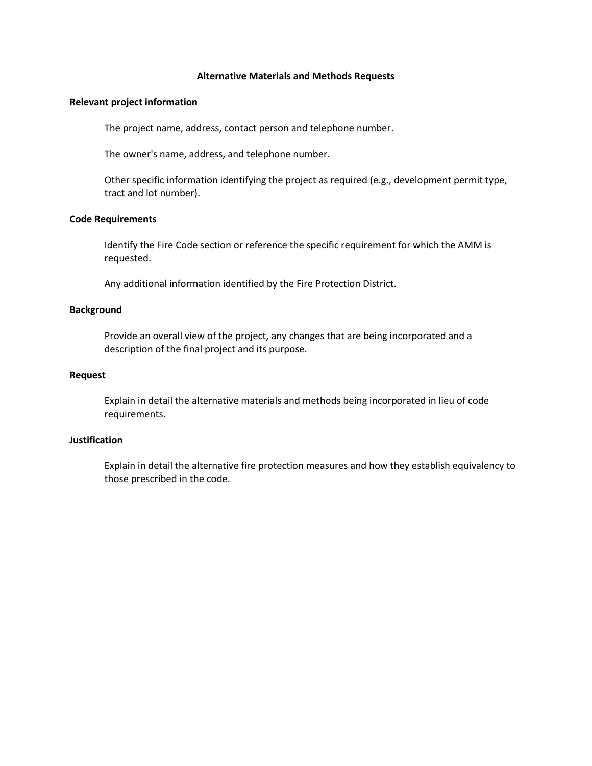# Alternative Materials and Methods Requests

## Relevant project information

The project name, address, contact person and telephone number.

The owner's name, address, and telephone number.

Other specific information identifying the project as required (e.g., development permit type, tract and lot number).

## Code Requirements

Identify the Fire Code section or reference the specific requirement for which the AMM is requested.

Any additional information identified by the Fire Protection District.

## Background

Provide an overall view of the project, any changes that are being incorporated and a description of the final project and its purpose.

## Request

Explain in detail the alternative materials and methods being incorporated in lieu of code requirements.

## Justification

Explain in detail the alternative fire protection measures and how they establish equivalency to those prescribed in the code.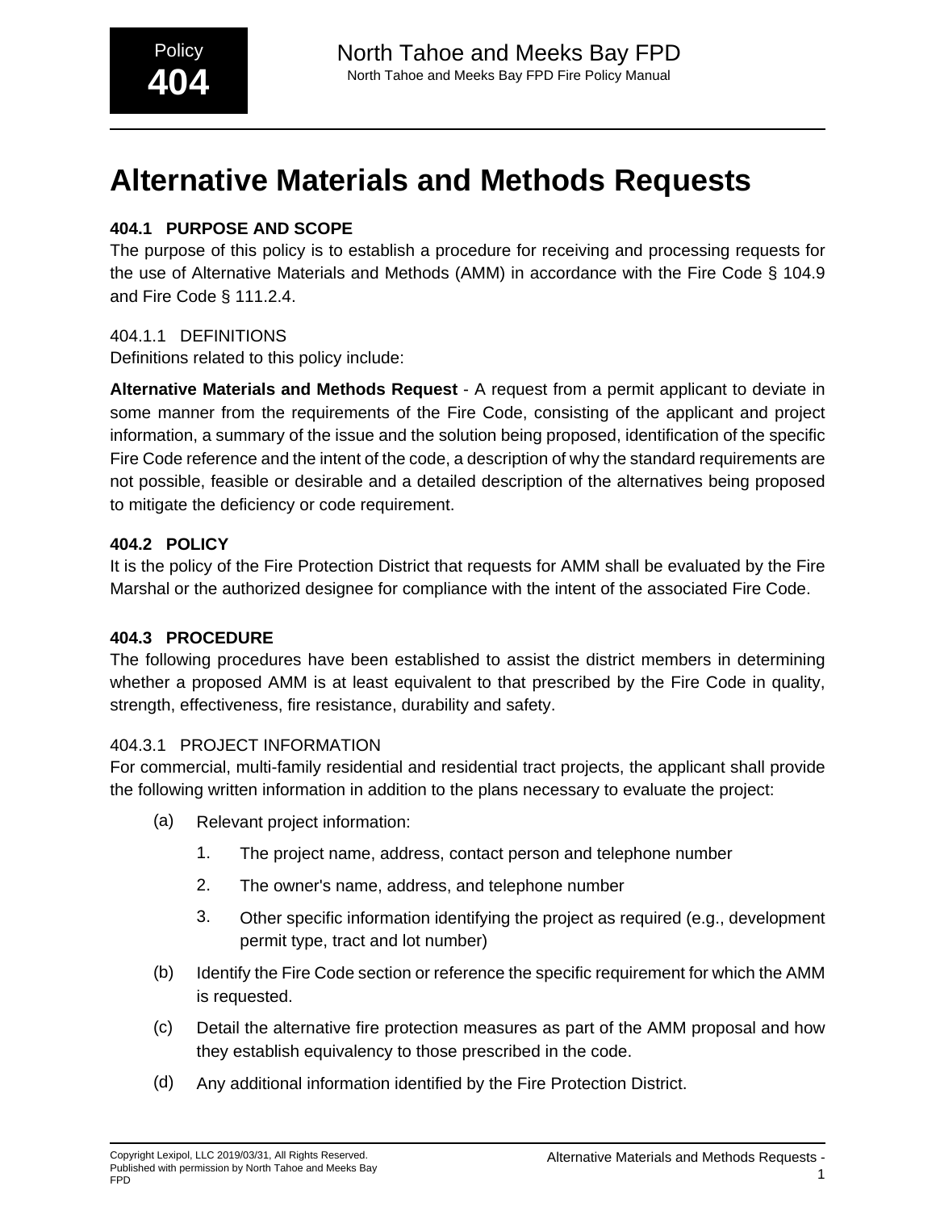# Alternative Materials and Methods Requests

### 404.1 PURPOSE AND SCOPE

The purpose of this policy is to establish a procedure for receiving and processing requests for the use of Alternative Materials and Methods (AMM) in accordance with the Fire Code § 104.9 and Fire Code § 111.2.4.

#### 404.1.1 DEFINITIONS

Definitions related to this policy include:

**Alternative Materials and Methods Request** - A request from a permit applicant to deviate in some manner from the requirements of the Fire Code, consisting of the applicant and project information, a summary of the issue and the solution being proposed, identification of the specific Fire Code reference and the intent of the code, a description of why the standard requirements are not possible, feasible or desirable and a detailed description of the alternatives being proposed to mitigate the deficiency or code requirement.

### 404.2 POLICY

It is the policy of the Fire Protection District that requests for AMM shall be evaluated by the Fire Marshal or the authorized designee for compliance with the intent of the associated Fire Code.

### 404.3 PROCEDURE

The following procedures have been established to assist the district members in determining whether a proposed AMM is at least equivalent to that prescribed by the Fire Code in quality, strength, effectiveness, fire resistance, durability and safety.

#### 404.3.1 PROJECT INFORMATION

For commercial, multi-family residential and residential tract projects, the applicant shall provide the following written information in addition to the plans necessary to evaluate the project:

(a) Relevant project information:

   1. The project name, address, contact person and telephone number

   2. The owner's name, address, and telephone number

   3. Other specific information identifying the project as required (e.g., development permit type, tract and lot number)

(b) Identify the Fire Code section or reference the specific requirement for which the AMM is requested.

(c) Detail the alternative fire protection measures as part of the AMM proposal and how they establish equivalency to those prescribed in the code.

(d) Any additional information identified by the Fire Protection District.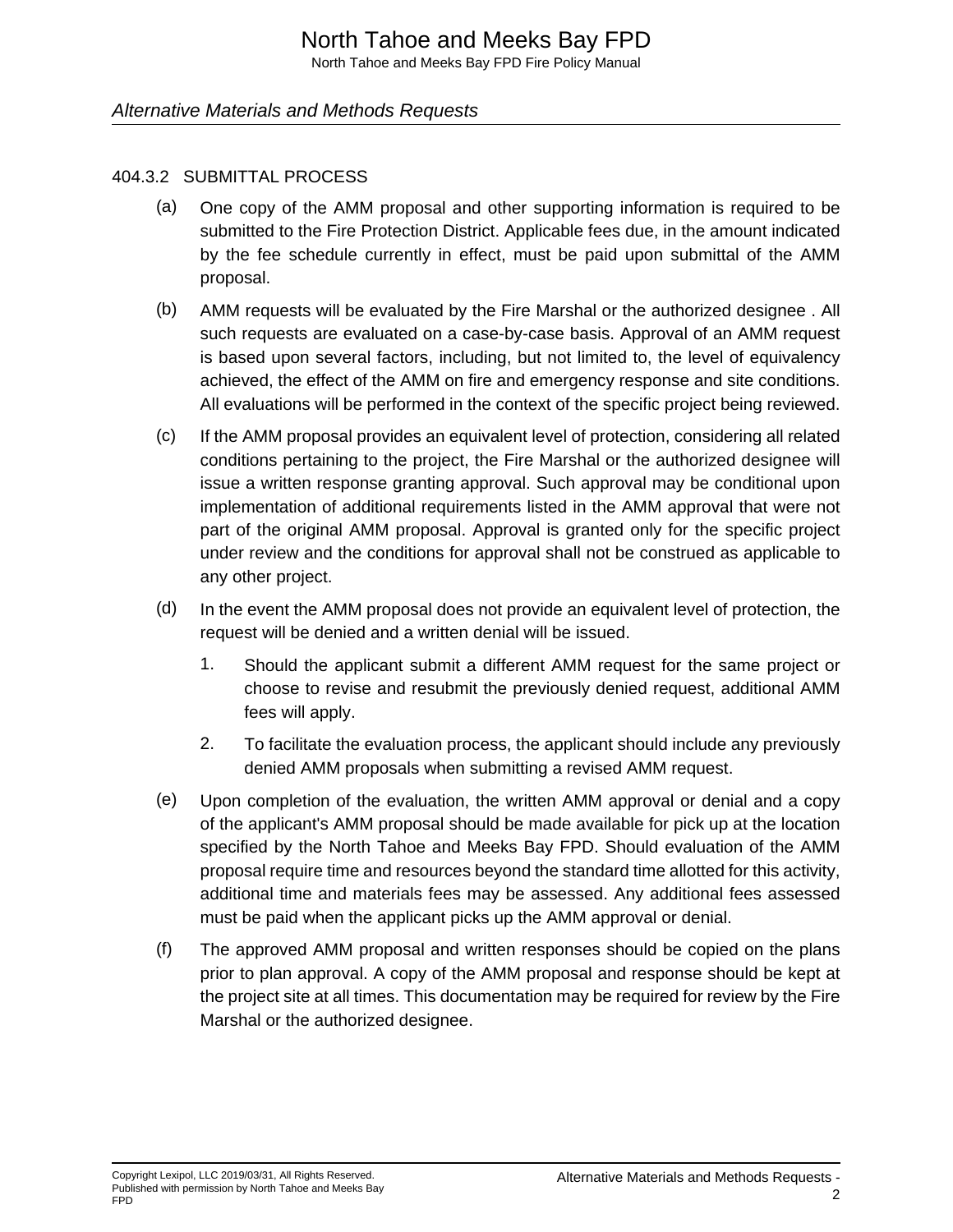#### 404.3.2 SUBMITTAL PROCESS

(a) One copy of the AMM proposal and other supporting information is required to be submitted to the Fire Protection District. Applicable fees due, in the amount indicated by the fee schedule currently in effect, must be paid upon submittal of the AMM proposal.

(b) AMM requests will be evaluated by the Fire Marshal or the authorized designee . All such requests are evaluated on a case-by-case basis. Approval of an AMM request is based upon several factors, including, but not limited to, the level of equivalency achieved, the effect of the AMM on fire and emergency response and site conditions. All evaluations will be performed in the context of the specific project being reviewed.

(c) If the AMM proposal provides an equivalent level of protection, considering all related conditions pertaining to the project, the Fire Marshal or the authorized designee will issue a written response granting approval. Such approval may be conditional upon implementation of additional requirements listed in the AMM approval that were not part of the original AMM proposal. Approval is granted only for the specific project under review and the conditions for approval shall not be construed as applicable to any other project.

(d) In the event the AMM proposal does not provide an equivalent level of protection, the request will be denied and a written denial will be issued.

1. Should the applicant submit a different AMM request for the same project or choose to revise and resubmit the previously denied request, additional AMM fees will apply.
2. To facilitate the evaluation process, the applicant should include any previously denied AMM proposals when submitting a revised AMM request.

(e) Upon completion of the evaluation, the written AMM approval or denial and a copy of the applicant's AMM proposal should be made available for pick up at the location specified by the North Tahoe and Meeks Bay FPD. Should evaluation of the AMM proposal require time and resources beyond the standard time allotted for this activity, additional time and materials fees may be assessed. Any additional fees assessed must be paid when the applicant picks up the AMM approval or denial.

(f) The approved AMM proposal and written responses should be copied on the plans prior to plan approval. A copy of the AMM proposal and response should be kept at the project site at all times. This documentation may be required for review by the Fire Marshal or the authorized designee.